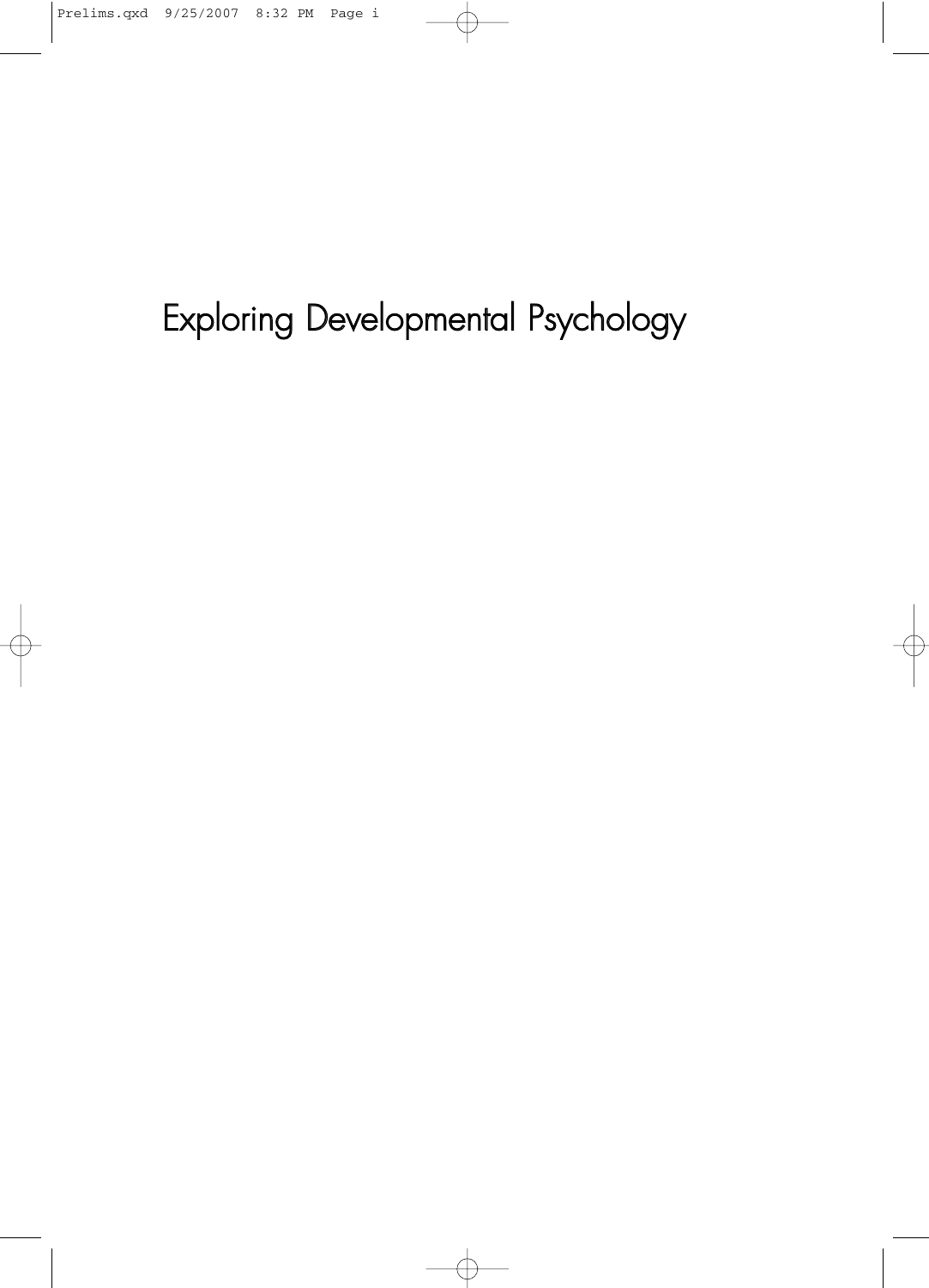# Exploring Developmental Psychology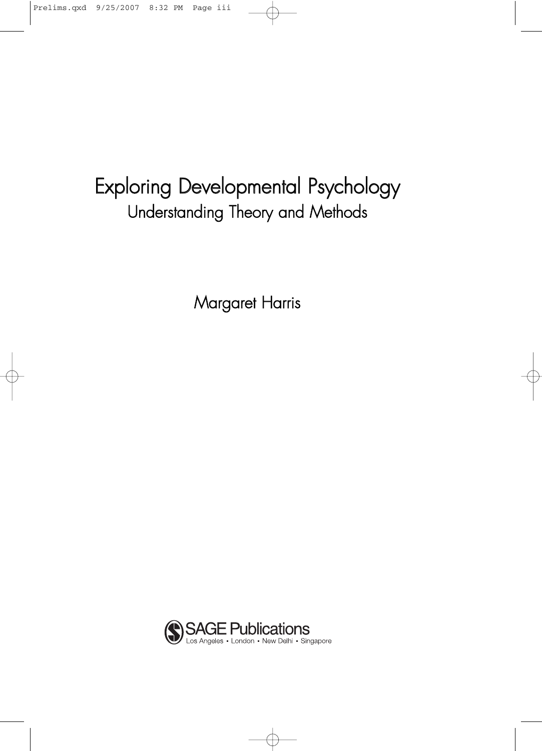# Exploring Developmental Psychology

## Understanding Theory and Methods

Margaret Harris

SAGE Publications

Los Angeles • London • New Delhi • Singapore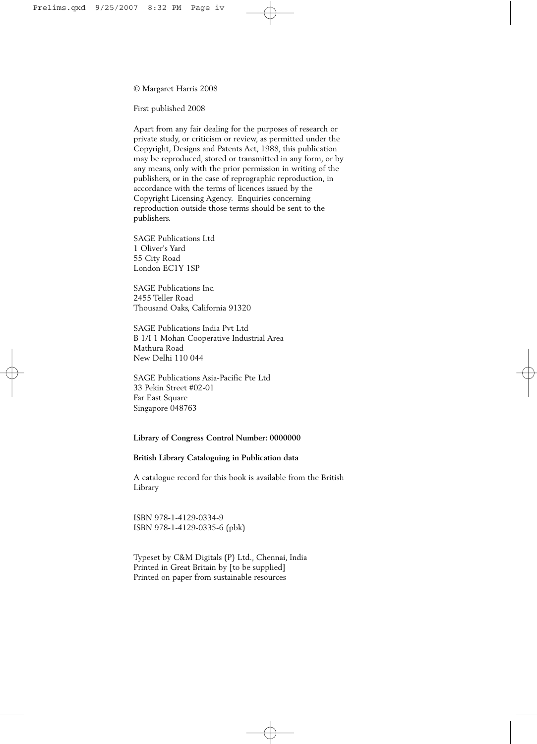© Margaret Harris 2008

First published 2008

Apart from any fair dealing for the purposes of research or private study, or criticism or review, as permitted under the Copyright, Designs and Patents Act, 1988, this publication may be reproduced, stored or transmitted in any form, or by any means, only with the prior permission in writing of the publishers, or in the case of reprographic reproduction, in accordance with the terms of licences issued by the Copyright Licensing Agency. Enquiries concerning reproduction outside those terms should be sent to the publishers.

SAGE Publications Ltd
1 Oliver's Yard
55 City Road
London EC1Y 1SP

SAGE Publications Inc.
2455 Teller Road
Thousand Oaks, California 91320

SAGE Publications India Pvt Ltd
B 1/I 1 Mohan Cooperative Industrial Area
Mathura Road
New Delhi 110 044

SAGE Publications Asia-Pacific Pte Ltd
33 Pekin Street #02-01
Far East Square
Singapore 048763

**Library of Congress Control Number: 0000000**

**British Library Cataloguing in Publication data**

A catalogue record for this book is available from the British Library

ISBN 978-1-4129-0334-9
ISBN 978-1-4129-0335-6 (pbk)

Typeset by C&M Digitals (P) Ltd., Chennai, India
Printed in Great Britain by [to be supplied]
Printed on paper from sustainable resources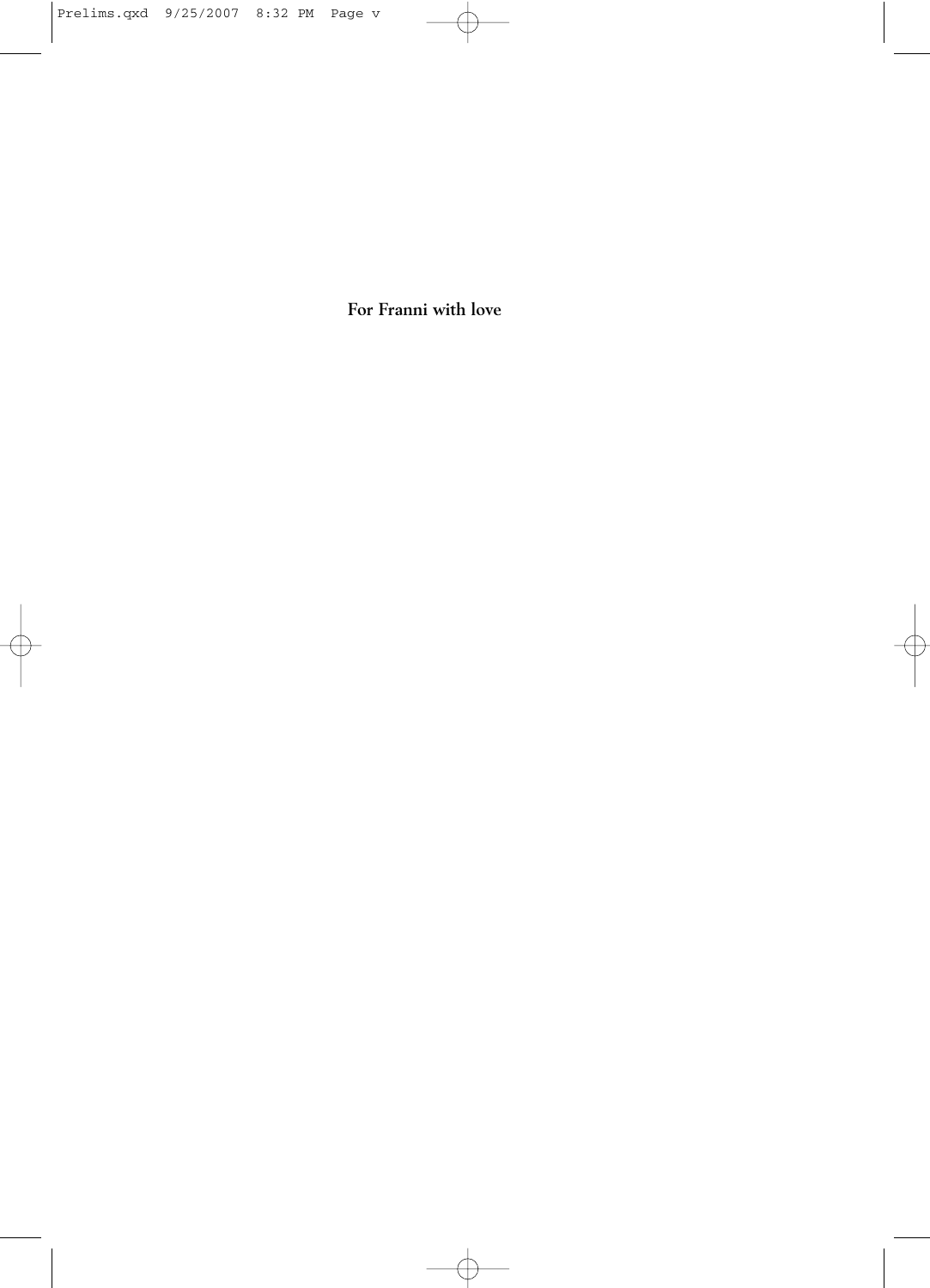**For Franni with love**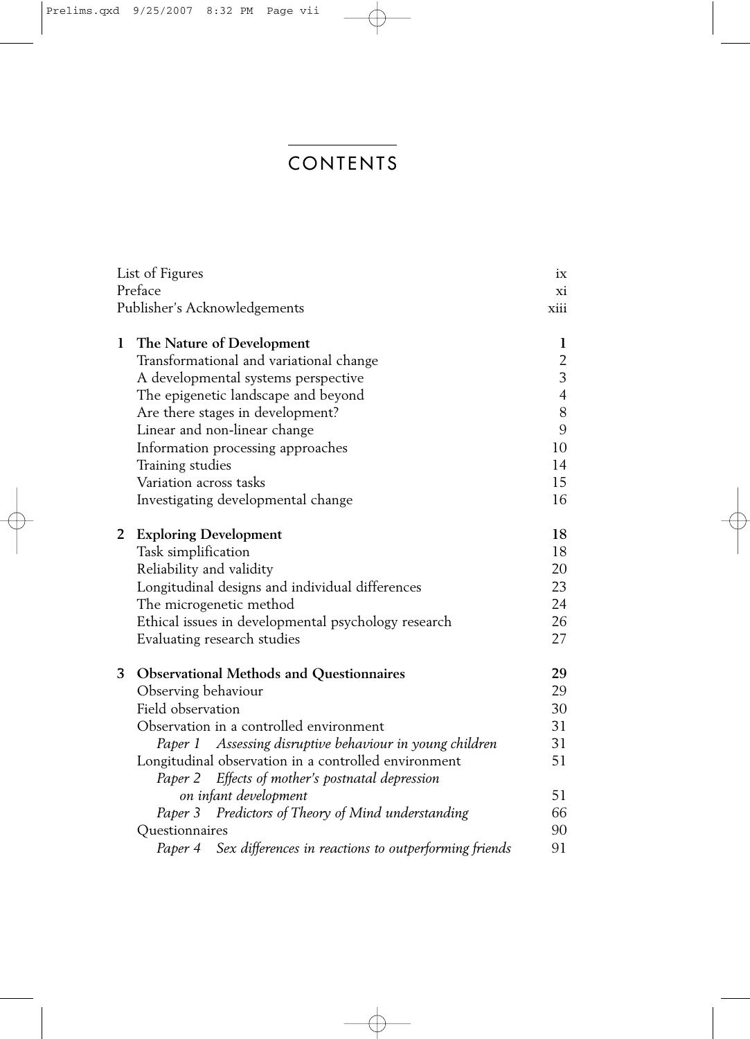# CONTENTS

| | | |
|---|---|---|
| List of Figures | | ix |
| Preface | | xi |
| Publisher's Acknowledgements | | xiii |
| **1** | **The Nature of Development** | **1** |
| | Transformational and variational change | 2 |
| | A developmental systems perspective | 3 |
| | The epigenetic landscape and beyond | 4 |
| | Are there stages in development? | 8 |
| | Linear and non-linear change | 9 |
| | Information processing approaches | 10 |
| | Training studies | 14 |
| | Variation across tasks | 15 |
| | Investigating developmental change | 16 |
| **2** | **Exploring Development** | **18** |
| | Task simplification | 18 |
| | Reliability and validity | 20 |
| | Longitudinal designs and individual differences | 23 |
| | The microgenetic method | 24 |
| | Ethical issues in developmental psychology research | 26 |
| | Evaluating research studies | 27 |
| **3** | **Observational Methods and Questionnaires** | **29** |
| | Observing behaviour | 29 |
| | Field observation | 30 |
| | Observation in a controlled environment | 31 |
| | *Paper 1 Assessing disruptive behaviour in young children* | 31 |
| | Longitudinal observation in a controlled environment | 51 |
| | *Paper 2 Effects of mother's postnatal depression on infant development* | 51 |
| | *Paper 3 Predictors of Theory of Mind understanding* | 66 |
| | Questionnaires | 90 |
| | *Paper 4 Sex differences in reactions to outperforming friends* | 91 |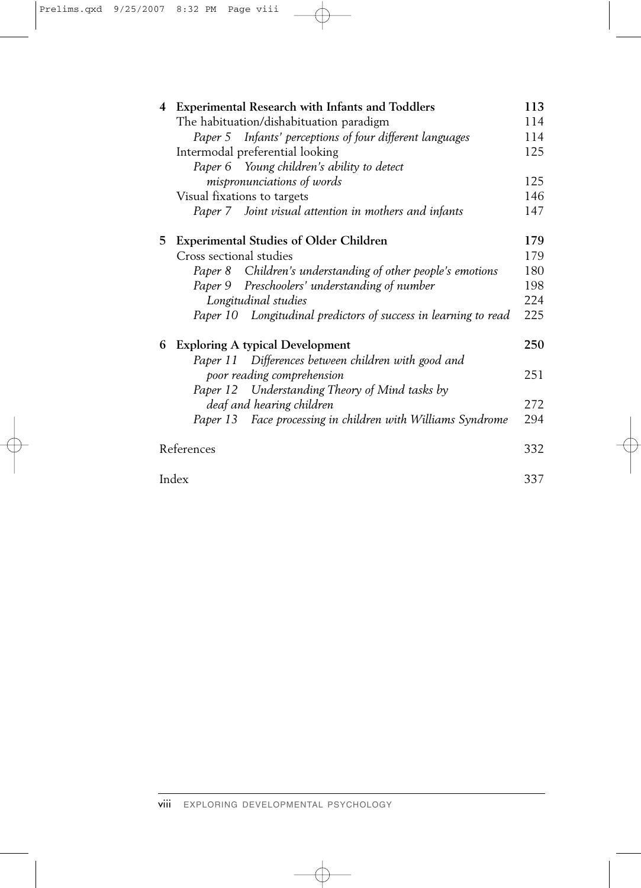| | | |
|---|---|---|
| **4** | **Experimental Research with Infants and Toddlers** | **113** |
| | The habituation/dishabituation paradigm | 114 |
| | *Paper 5 Infants' perceptions of four different languages* | 114 |
| | Intermodal preferential looking | 125 |
| | *Paper 6 Young children's ability to detect mispronunciations of words* | 125 |
| | Visual fixations to targets | 146 |
| | *Paper 7 Joint visual attention in mothers and infants* | 147 |
| **5** | **Experimental Studies of Older Children** | **179** |
| | Cross sectional studies | 179 |
| | *Paper 8 Children's understanding of other people's emotions* | 180 |
| | *Paper 9 Preschoolers' understanding of number* | 198 |
| | *Longitudinal studies* | 224 |
| | *Paper 10 Longitudinal predictors of success in learning to read* | 225 |
| **6** | **Exploring A typical Development** | **250** |
| | *Paper 11 Differences between children with good and poor reading comprehension* | 251 |
| | *Paper 12 Understanding Theory of Mind tasks by deaf and hearing children* | 272 |
| | *Paper 13 Face processing in children with Williams Syndrome* | 294 |
| | References | 332 |
| | Index | 337 |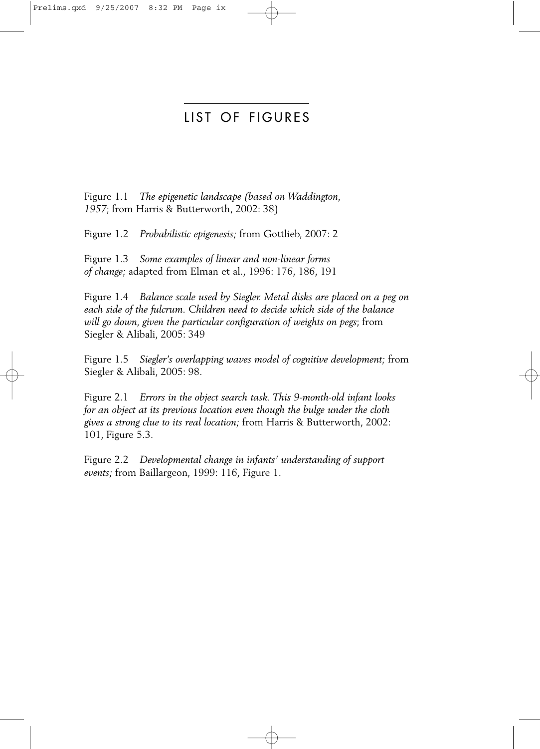# LIST OF FIGURES

Figure 1.1 *The epigenetic landscape (based on Waddington, 1957*; from Harris & Butterworth, 2002: 38)

Figure 1.2 *Probabilistic epigenesis;* from Gottlieb, 2007: 2

Figure 1.3 *Some examples of linear and non-linear forms of change;* adapted from Elman et al., 1996: 176, 186, 191

Figure 1.4 *Balance scale used by Siegler. Metal disks are placed on a peg on each side of the fulcrum. Children need to decide which side of the balance will go down, given the particular configuration of weights on pegs*; from Siegler & Alibali, 2005: 349

Figure 1.5 *Siegler's overlapping waves model of cognitive development;* from Siegler & Alibali, 2005: 98.

Figure 2.1 *Errors in the object search task. This 9-month-old infant looks for an object at its previous location even though the bulge under the cloth gives a strong clue to its real location;* from Harris & Butterworth, 2002: 101, Figure 5.3.

Figure 2.2 *Developmental change in infants' understanding of support events;* from Baillargeon, 1999: 116, Figure 1.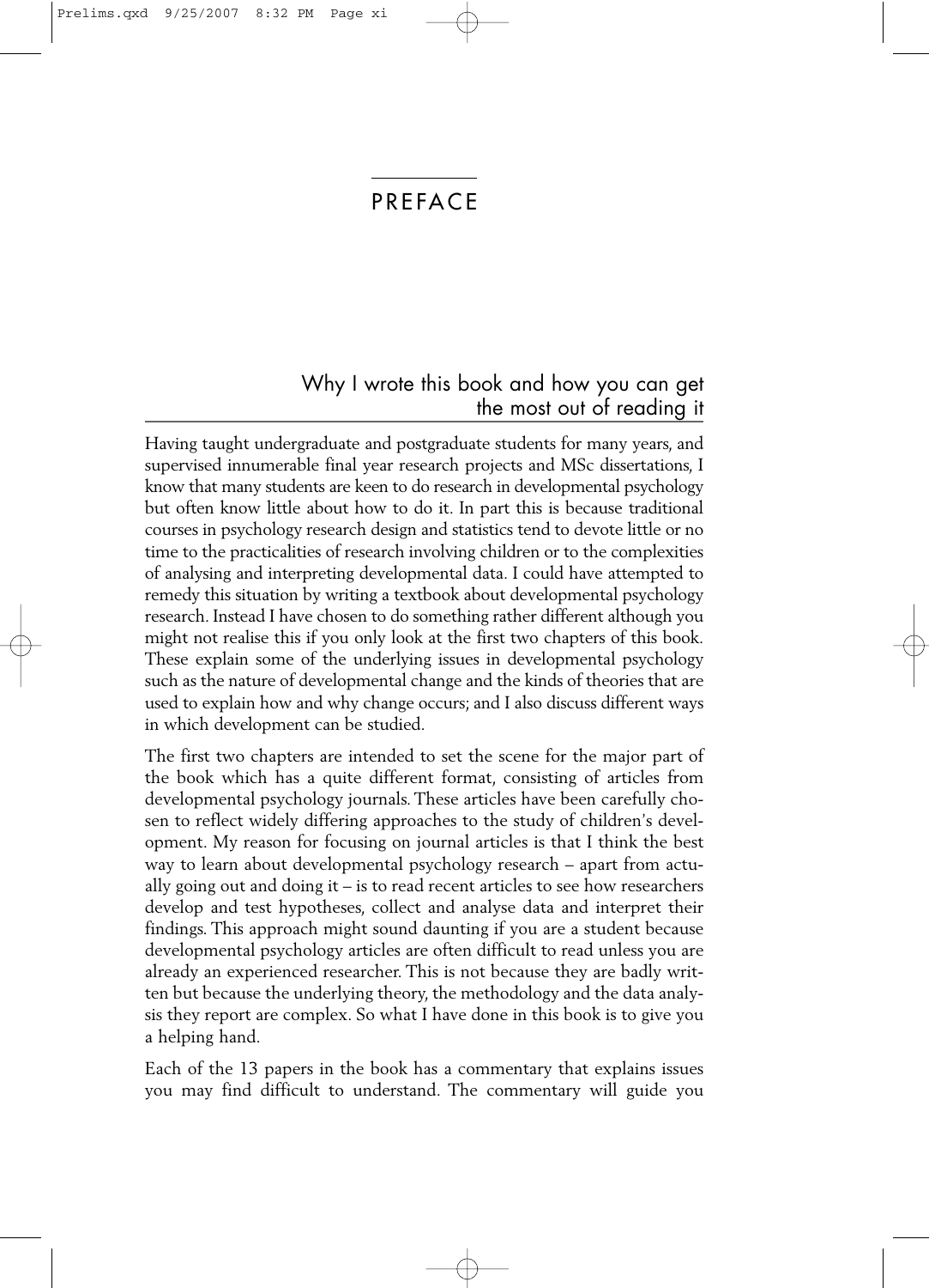# PREFACE

## Why I wrote this book and how you can get the most out of reading it

Having taught undergraduate and postgraduate students for many years, and supervised innumerable final year research projects and MSc dissertations, I know that many students are keen to do research in developmental psychology but often know little about how to do it. In part this is because traditional courses in psychology research design and statistics tend to devote little or no time to the practicalities of research involving children or to the complexities of analysing and interpreting developmental data. I could have attempted to remedy this situation by writing a textbook about developmental psychology research. Instead I have chosen to do something rather different although you might not realise this if you only look at the first two chapters of this book. These explain some of the underlying issues in developmental psychology such as the nature of developmental change and the kinds of theories that are used to explain how and why change occurs; and I also discuss different ways in which development can be studied.

The first two chapters are intended to set the scene for the major part of the book which has a quite different format, consisting of articles from developmental psychology journals. These articles have been carefully chosen to reflect widely differing approaches to the study of children's development. My reason for focusing on journal articles is that I think the best way to learn about developmental psychology research – apart from actually going out and doing it – is to read recent articles to see how researchers develop and test hypotheses, collect and analyse data and interpret their findings. This approach might sound daunting if you are a student because developmental psychology articles are often difficult to read unless you are already an experienced researcher. This is not because they are badly written but because the underlying theory, the methodology and the data analysis they report are complex. So what I have done in this book is to give you a helping hand.

Each of the 13 papers in the book has a commentary that explains issues you may find difficult to understand. The commentary will guide you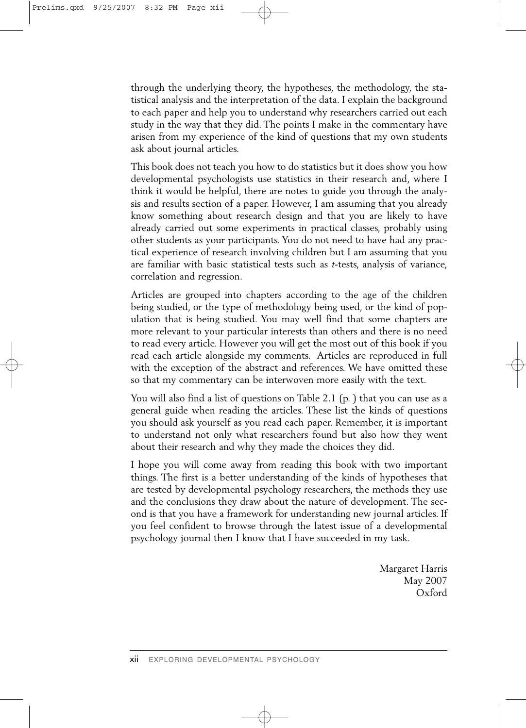through the underlying theory, the hypotheses, the methodology, the statistical analysis and the interpretation of the data. I explain the background to each paper and help you to understand why researchers carried out each study in the way that they did. The points I make in the commentary have arisen from my experience of the kind of questions that my own students ask about journal articles.

This book does not teach you how to do statistics but it does show you how developmental psychologists use statistics in their research and, where I think it would be helpful, there are notes to guide you through the analysis and results section of a paper. However, I am assuming that you already know something about research design and that you are likely to have already carried out some experiments in practical classes, probably using other students as your participants. You do not need to have had any practical experience of research involving children but I am assuming that you are familiar with basic statistical tests such as *t*-tests, analysis of variance, correlation and regression.

Articles are grouped into chapters according to the age of the children being studied, or the type of methodology being used, or the kind of population that is being studied. You may well find that some chapters are more relevant to your particular interests than others and there is no need to read every article. However you will get the most out of this book if you read each article alongside my comments. Articles are reproduced in full with the exception of the abstract and references. We have omitted these so that my commentary can be interwoven more easily with the text.

You will also find a list of questions on Table 2.1 (p. ) that you can use as a general guide when reading the articles. These list the kinds of questions you should ask yourself as you read each paper. Remember, it is important to understand not only what researchers found but also how they went about their research and why they made the choices they did.

I hope you will come away from reading this book with two important things. The first is a better understanding of the kinds of hypotheses that are tested by developmental psychology researchers, the methods they use and the conclusions they draw about the nature of development. The second is that you have a framework for understanding new journal articles. If you feel confident to browse through the latest issue of a developmental psychology journal then I know that I have succeeded in my task.

Margaret Harris  
May 2007  
Oxford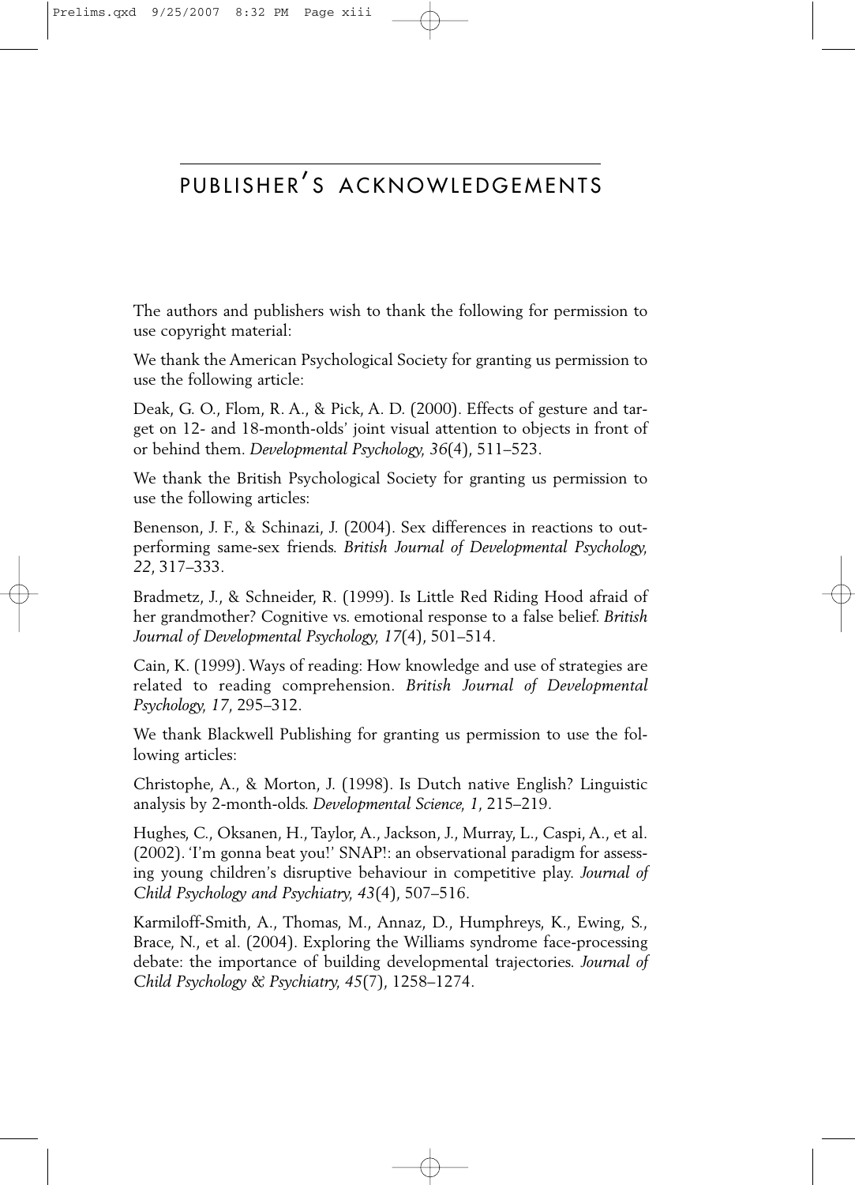# PUBLISHER'S ACKNOWLEDGEMENTS

The authors and publishers wish to thank the following for permission to use copyright material:

We thank the American Psychological Society for granting us permission to use the following article:

Deak, G. O., Flom, R. A., & Pick, A. D. (2000). Effects of gesture and target on 12- and 18-month-olds' joint visual attention to objects in front of or behind them. *Developmental Psychology, 36*(4), 511–523.

We thank the British Psychological Society for granting us permission to use the following articles:

Benenson, J. F., & Schinazi, J. (2004). Sex differences in reactions to outperforming same-sex friends. *British Journal of Developmental Psychology, 22*, 317–333.

Bradmetz, J., & Schneider, R. (1999). Is Little Red Riding Hood afraid of her grandmother? Cognitive vs. emotional response to a false belief. *British Journal of Developmental Psychology, 17*(4), 501–514.

Cain, K. (1999). Ways of reading: How knowledge and use of strategies are related to reading comprehension. *British Journal of Developmental Psychology, 17*, 295–312.

We thank Blackwell Publishing for granting us permission to use the following articles:

Christophe, A., & Morton, J. (1998). Is Dutch native English? Linguistic analysis by 2-month-olds. *Developmental Science, 1*, 215–219.

Hughes, C., Oksanen, H., Taylor, A., Jackson, J., Murray, L., Caspi, A., et al. (2002). 'I'm gonna beat you!' SNAP!: an observational paradigm for assessing young children's disruptive behaviour in competitive play. *Journal of Child Psychology and Psychiatry, 43*(4), 507–516.

Karmiloff-Smith, A., Thomas, M., Annaz, D., Humphreys, K., Ewing, S., Brace, N., et al. (2004). Exploring the Williams syndrome face-processing debate: the importance of building developmental trajectories. *Journal of Child Psychology & Psychiatry, 45*(7), 1258–1274.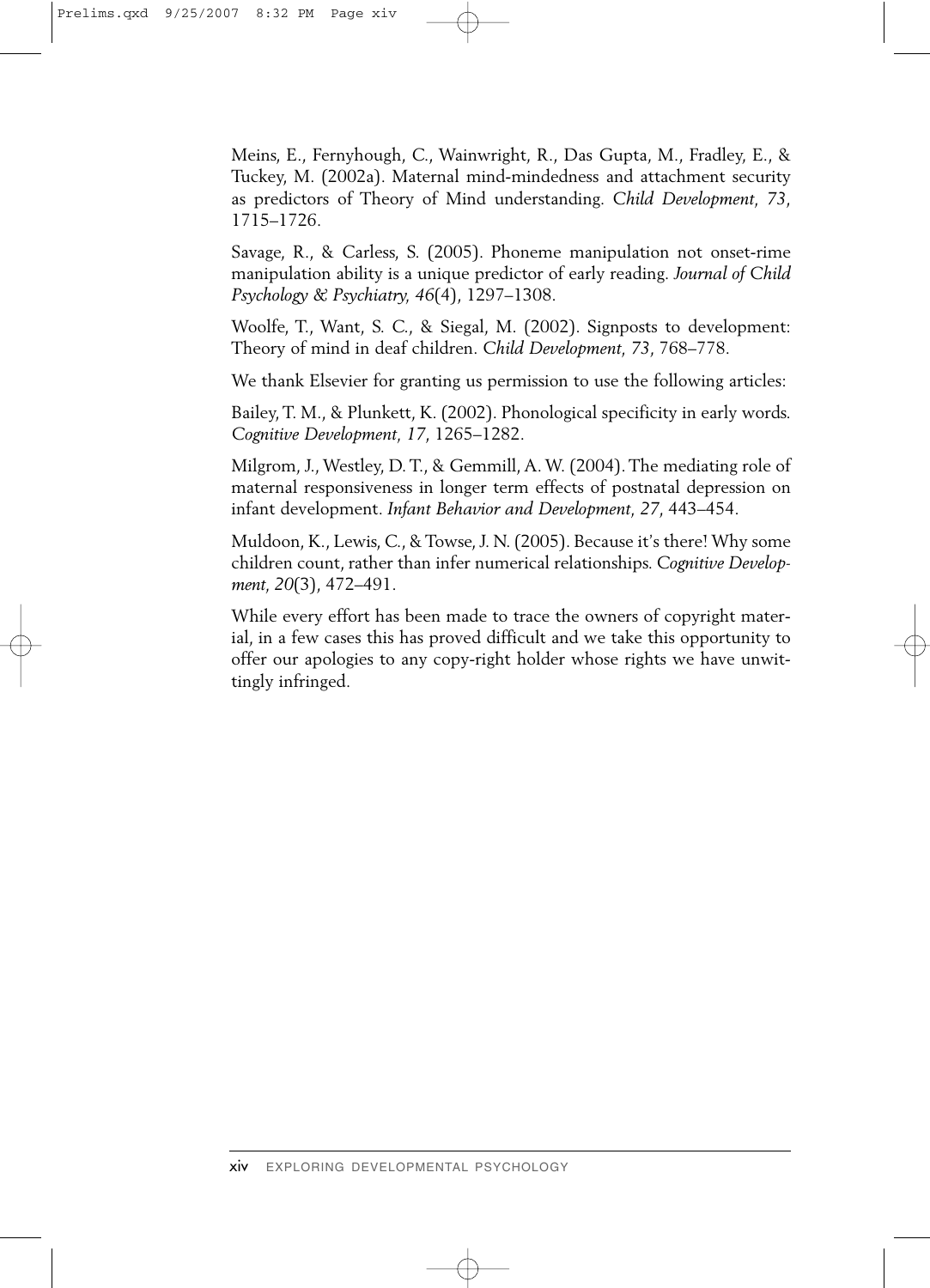Meins, E., Fernyhough, C., Wainwright, R., Das Gupta, M., Fradley, E., & Tuckey, M. (2002a). Maternal mind-mindedness and attachment security as predictors of Theory of Mind understanding. *Child Development*, *73*, 1715–1726.

Savage, R., & Carless, S. (2005). Phoneme manipulation not onset-rime manipulation ability is a unique predictor of early reading. *Journal of Child Psychology & Psychiatry*, *46*(4), 1297–1308.

Woolfe, T., Want, S. C., & Siegal, M. (2002). Signposts to development: Theory of mind in deaf children. *Child Development*, *73*, 768–778.

We thank Elsevier for granting us permission to use the following articles:

Bailey, T. M., & Plunkett, K. (2002). Phonological specificity in early words. *Cognitive Development*, *17*, 1265–1282.

Milgrom, J., Westley, D. T., & Gemmill, A. W. (2004). The mediating role of maternal responsiveness in longer term effects of postnatal depression on infant development. *Infant Behavior and Development*, *27*, 443–454.

Muldoon, K., Lewis, C., & Towse, J. N. (2005). Because it's there! Why some children count, rather than infer numerical relationships. *Cognitive Development*, *20*(3), 472–491.

While every effort has been made to trace the owners of copyright material, in a few cases this has proved difficult and we take this opportunity to offer our apologies to any copy-right holder whose rights we have unwittingly infringed.